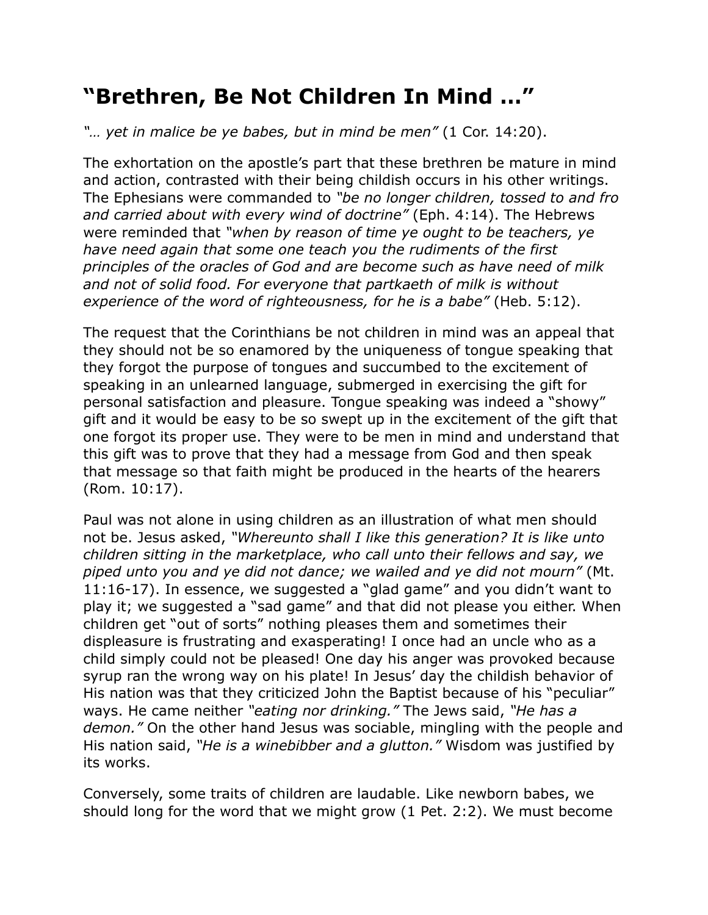# “Brethren, Be Not Children In Mind …”

*“… yet in malice be ye babes, but in mind be men”* (1 Cor. 14:20).

The exhortation on the apostle’s part that these brethren be mature in mind and action, contrasted with their being childish occurs in his other writings. The Ephesians were commanded to *“be no longer children, tossed to and fro and carried about with every wind of doctrine”* (Eph. 4:14). The Hebrews were reminded that *“when by reason of time ye ought to be teachers, ye have need again that some one teach you the rudiments of the first principles of the oracles of God and are become such as have need of milk and not of solid food. For everyone that partkaeth of milk is without experience of the word of righteousness, for he is a babe”* (Heb. 5:12).

The request that the Corinthians be not children in mind was an appeal that they should not be so enamored by the uniqueness of tongue speaking that they forgot the purpose of tongues and succumbed to the excitement of speaking in an unlearned language, submerged in exercising the gift for personal satisfaction and pleasure. Tongue speaking was indeed a “showy” gift and it would be easy to be so swept up in the excitement of the gift that one forgot its proper use. They were to be men in mind and understand that this gift was to prove that they had a message from God and then speak that message so that faith might be produced in the hearts of the hearers (Rom. 10:17).

Paul was not alone in using children as an illustration of what men should not be. Jesus asked, *“Whereunto shall I like this generation? It is like unto children sitting in the marketplace, who call unto their fellows and say, we piped unto you and ye did not dance; we wailed and ye did not mourn”* (Mt. 11:16-17). In essence, we suggested a “glad game” and you didn’t want to play it; we suggested a “sad game” and that did not please you either. When children get “out of sorts” nothing pleases them and sometimes their displeasure is frustrating and exasperating! I once had an uncle who as a child simply could not be pleased! One day his anger was provoked because syrup ran the wrong way on his plate! In Jesus’ day the childish behavior of His nation was that they criticized John the Baptist because of his “peculiar” ways. He came neither *“eating nor drinking.”* The Jews said, *“He has a demon.”* On the other hand Jesus was sociable, mingling with the people and His nation said, *“He is a winebibber and a glutton.”* Wisdom was justified by its works.

Conversely, some traits of children are laudable. Like newborn babes, we should long for the word that we might grow (1 Pet. 2:2). We must become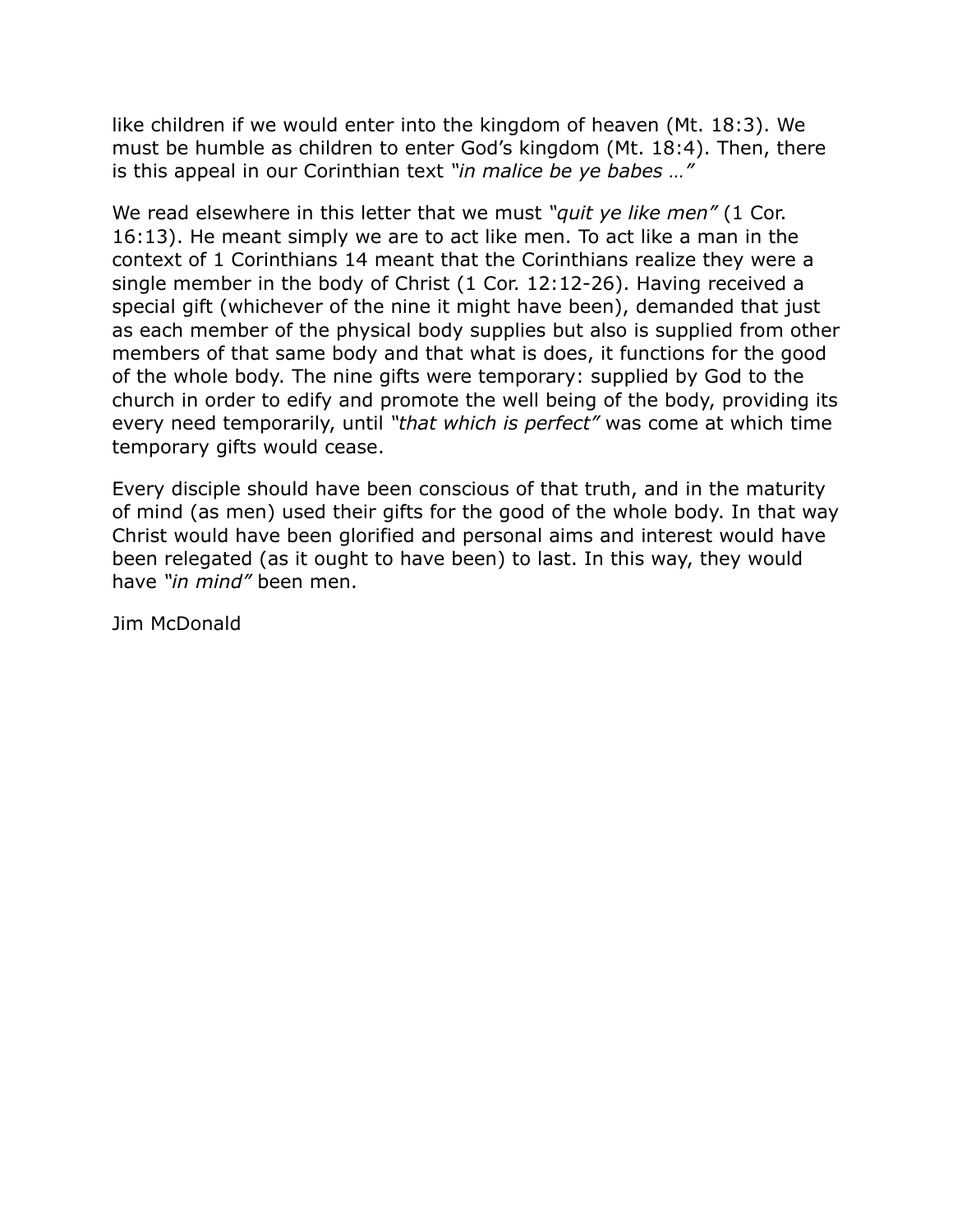like children if we would enter into the kingdom of heaven (Mt. 18:3). We must be humble as children to enter God's kingdom (Mt. 18:4). Then, there is this appeal in our Corinthian text *"in malice be ye babes …"*

We read elsewhere in this letter that we must *"quit ye like men"* (1 Cor. 16:13). He meant simply we are to act like men. To act like a man in the context of 1 Corinthians 14 meant that the Corinthians realize they were a single member in the body of Christ (1 Cor. 12:12-26). Having received a special gift (whichever of the nine it might have been), demanded that just as each member of the physical body supplies but also is supplied from other members of that same body and that what is does, it functions for the good of the whole body. The nine gifts were temporary: supplied by God to the church in order to edify and promote the well being of the body, providing its every need temporarily, until *"that which is perfect"* was come at which time temporary gifts would cease.

Every disciple should have been conscious of that truth, and in the maturity of mind (as men) used their gifts for the good of the whole body. In that way Christ would have been glorified and personal aims and interest would have been relegated (as it ought to have been) to last. In this way, they would have *"in mind"* been men.

Jim McDonald